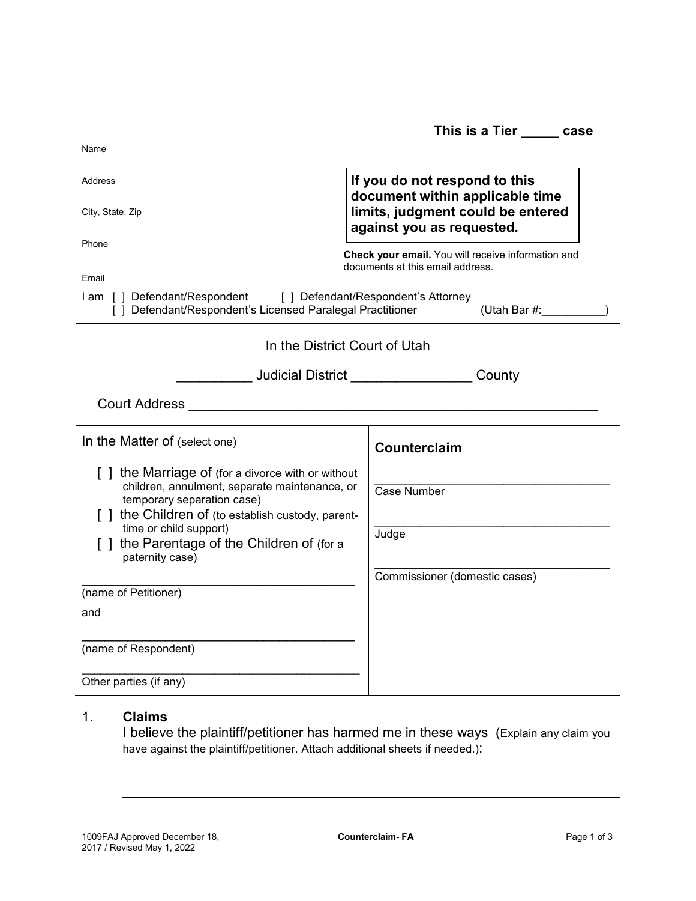**This is a Tier _____ case**

______________________________
Name

______________________________
Address

______________________________
City, State, Zip

______________________________
Phone

______________________________
Email

**If you do not respond to this document within applicable time limits, judgment could be entered against you as requested.**

**Check your email.** You will receive information and documents at this email address.

I am [ ] Defendant/Respondent [ ] Defendant/Respondent's Attorney
[ ] Defendant/Respondent's Licensed Paralegal Practitioner (Utah Bar #:__________)

In the District Court of Utah

__________ Judicial District ________________ County

Court Address ______________________________________________________

| In the Matter of (select one) | Counterclaim |
|---|---|
| [ ] the Marriage of (for a divorce with or without children, annulment, separate maintenance, or temporary separation case)<br>[ ] the Children of (to establish custody, parent-time or child support)<br>[ ] the Parentage of the Children of (for a paternity case)<br><br>______________________________________<br>(name of Petitioner)<br><br>and<br><br>______________________________________<br>(name of Respondent)<br><br>______________________________________<br>Other parties (if any) | ________________________________<br>Case Number<br><br>________________________________<br>Judge<br><br>________________________________<br>Commissioner (domestic cases) |

1. **Claims**
   I believe the plaintiff/petitioner has harmed me in these ways (Explain any claim you have against the plaintiff/petitioner. Attach additional sheets if needed.):

   ______________________________________________________________________

   ______________________________________________________________________

1009FAJ Approved December 18, 2017 / Revised May 1, 2022 — Counterclaim- FA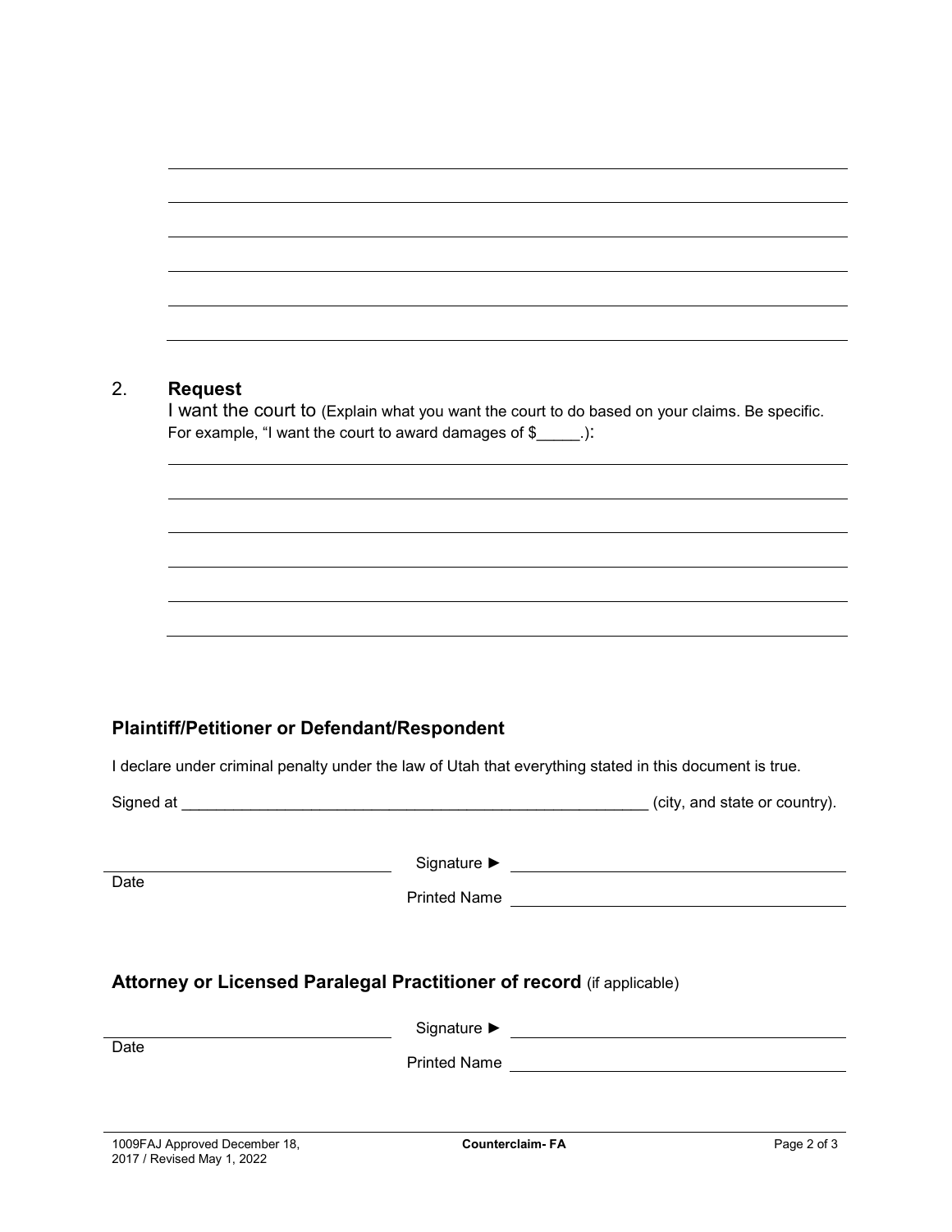______________________________________________________________________

______________________________________________________________________

______________________________________________________________________

______________________________________________________________________

______________________________________________________________________

______________________________________________________________________

2. **Request**

   I want the court to (Explain what you want the court to do based on your claims. Be specific. For example, "I want the court to award damages of $_____.):

   ______________________________________________________________________

   ______________________________________________________________________

   ______________________________________________________________________

   ______________________________________________________________________

   ______________________________________________________________________

   ______________________________________________________________________

### Plaintiff/Petitioner or Defendant/Respondent

I declare under criminal penalty under the law of Utah that everything stated in this document is true.

Signed at ________________________________________________ (city, and state or country).

______________________ Signature ► ______________________

Date Printed Name ______________________

### Attorney or Licensed Paralegal Practitioner of record (if applicable)

______________________ Signature ► ______________________

Date Printed Name ______________________

1009FAJ Approved December 18, 2017 / Revised May 1, 2022 | Counterclaim- FA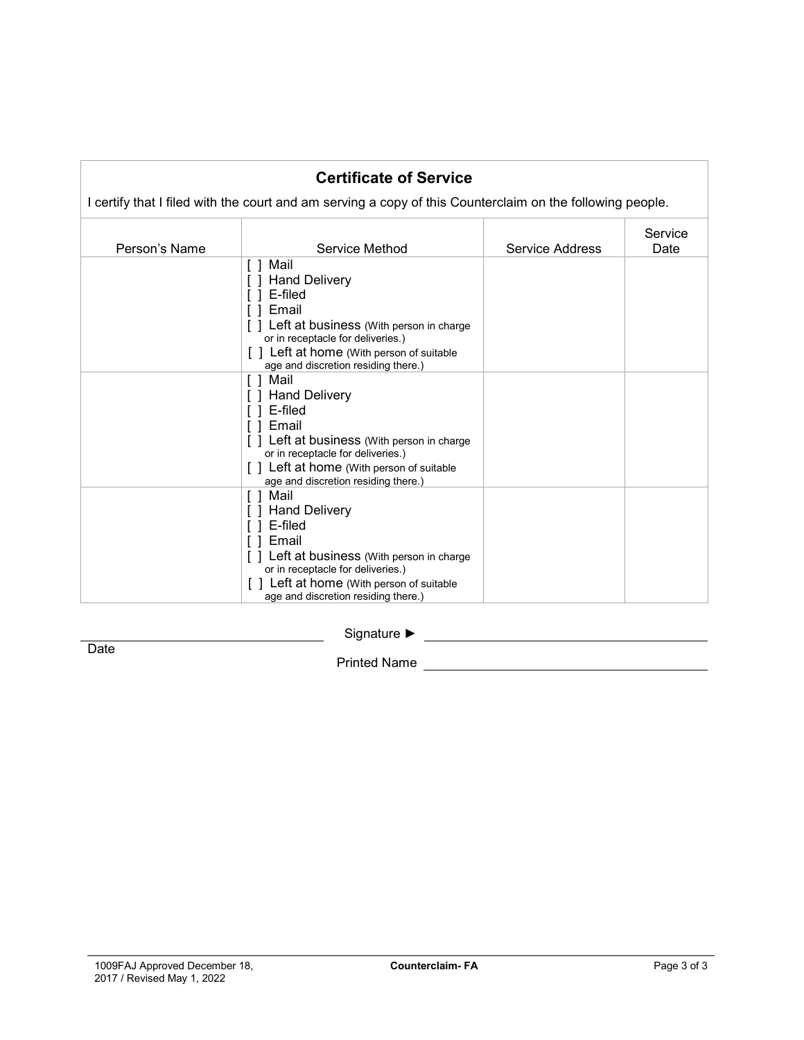## Certificate of Service

I certify that I filed with the court and am serving a copy of this Counterclaim on the following people.

| Person's Name | Service Method | Service Address | Service Date |
|---|---|---|---|
| | [ ] Mail<br>[ ] Hand Delivery<br>[ ] E-filed<br>[ ] Email<br>[ ] Left at business (With person in charge or in receptacle for deliveries.)<br>[ ] Left at home (With person of suitable age and discretion residing there.) | | |
| | [ ] Mail<br>[ ] Hand Delivery<br>[ ] E-filed<br>[ ] Email<br>[ ] Left at business (With person in charge or in receptacle for deliveries.)<br>[ ] Left at home (With person of suitable age and discretion residing there.) | | |
| | [ ] Mail<br>[ ] Hand Delivery<br>[ ] E-filed<br>[ ] Email<br>[ ] Left at business (With person in charge or in receptacle for deliveries.)<br>[ ] Left at home (With person of suitable age and discretion residing there.) | | |

_______________________________
Date

Signature ► _______________________________

Printed Name _______________________________

1009FAJ Approved December 18, 2017 / Revised May 1, 2022 — Counterclaim- FA